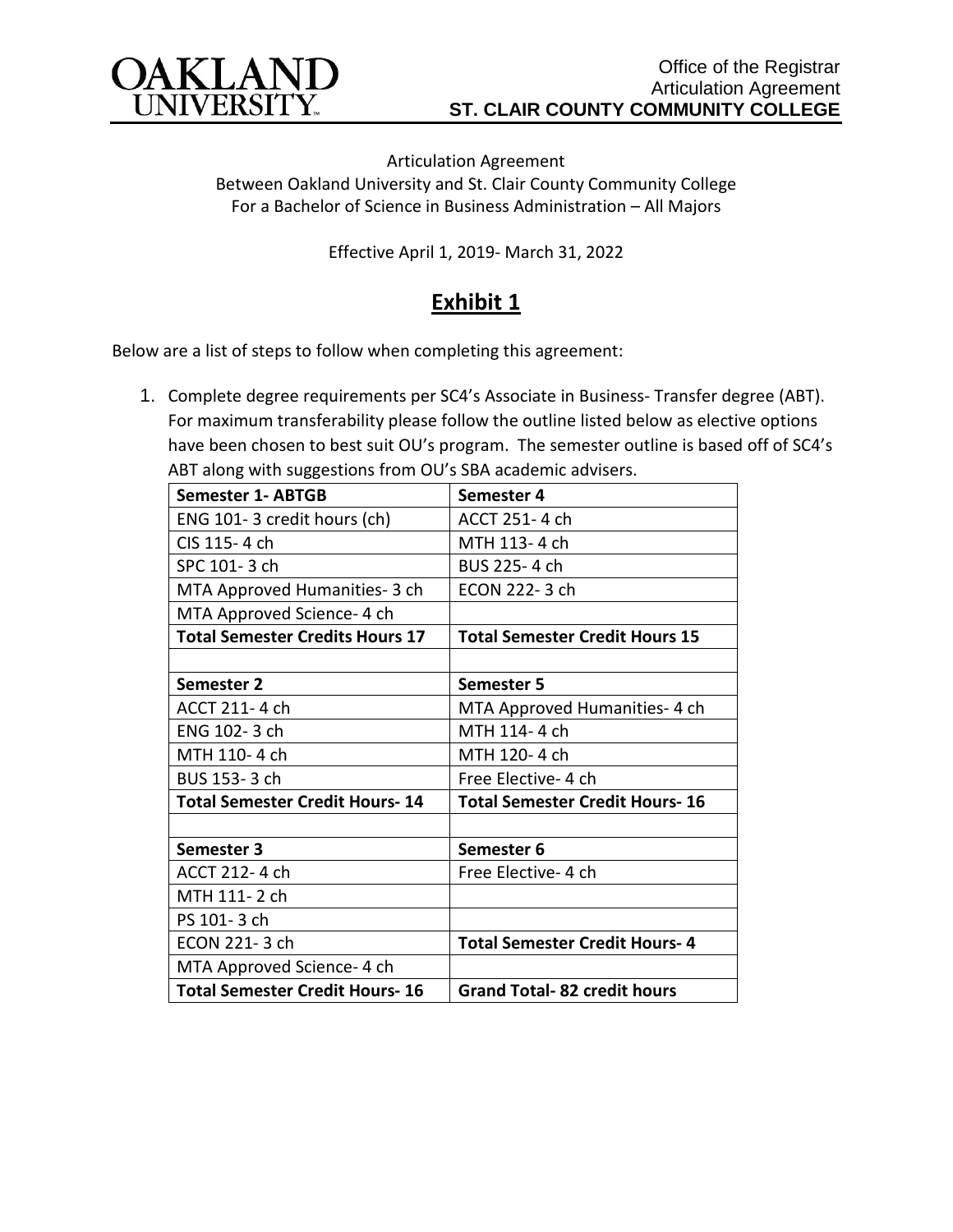Office of the Registrar
Articulation Agreement
**ST. CLAIR COUNTY COMMUNITY COLLEGE**

Articulation Agreement
Between Oakland University and St. Clair County Community College
For a Bachelor of Science in Business Administration – All Majors

Effective April 1, 2019- March 31, 2022

# Exhibit 1

Below are a list of steps to follow when completing this agreement:

1. Complete degree requirements per SC4's Associate in Business- Transfer degree (ABT). For maximum transferability please follow the outline listed below as elective options have been chosen to best suit OU's program. The semester outline is based off of SC4's ABT along with suggestions from OU's SBA academic advisers.

| **Semester 1- ABTGB** | **Semester 4** |
|---|---|
| ENG 101- 3 credit hours (ch) | ACCT 251- 4 ch |
| CIS 115- 4 ch | MTH 113- 4 ch |
| SPC 101- 3 ch | BUS 225- 4 ch |
| MTA Approved Humanities- 3 ch | ECON 222- 3 ch |
| MTA Approved Science- 4 ch | |
| **Total Semester Credits Hours 17** | **Total Semester Credit Hours 15** |
| | |
| **Semester 2** | **Semester 5** |
| ACCT 211- 4 ch | MTA Approved Humanities- 4 ch |
| ENG 102- 3 ch | MTH 114- 4 ch |
| MTH 110- 4 ch | MTH 120- 4 ch |
| BUS 153- 3 ch | Free Elective- 4 ch |
| **Total Semester Credit Hours- 14** | **Total Semester Credit Hours- 16** |
| | |
| **Semester 3** | **Semester 6** |
| ACCT 212- 4 ch | Free Elective- 4 ch |
| MTH 111- 2 ch | |
| PS 101- 3 ch | |
| ECON 221- 3 ch | **Total Semester Credit Hours- 4** |
| MTA Approved Science- 4 ch | |
| **Total Semester Credit Hours- 16** | **Grand Total- 82 credit hours** |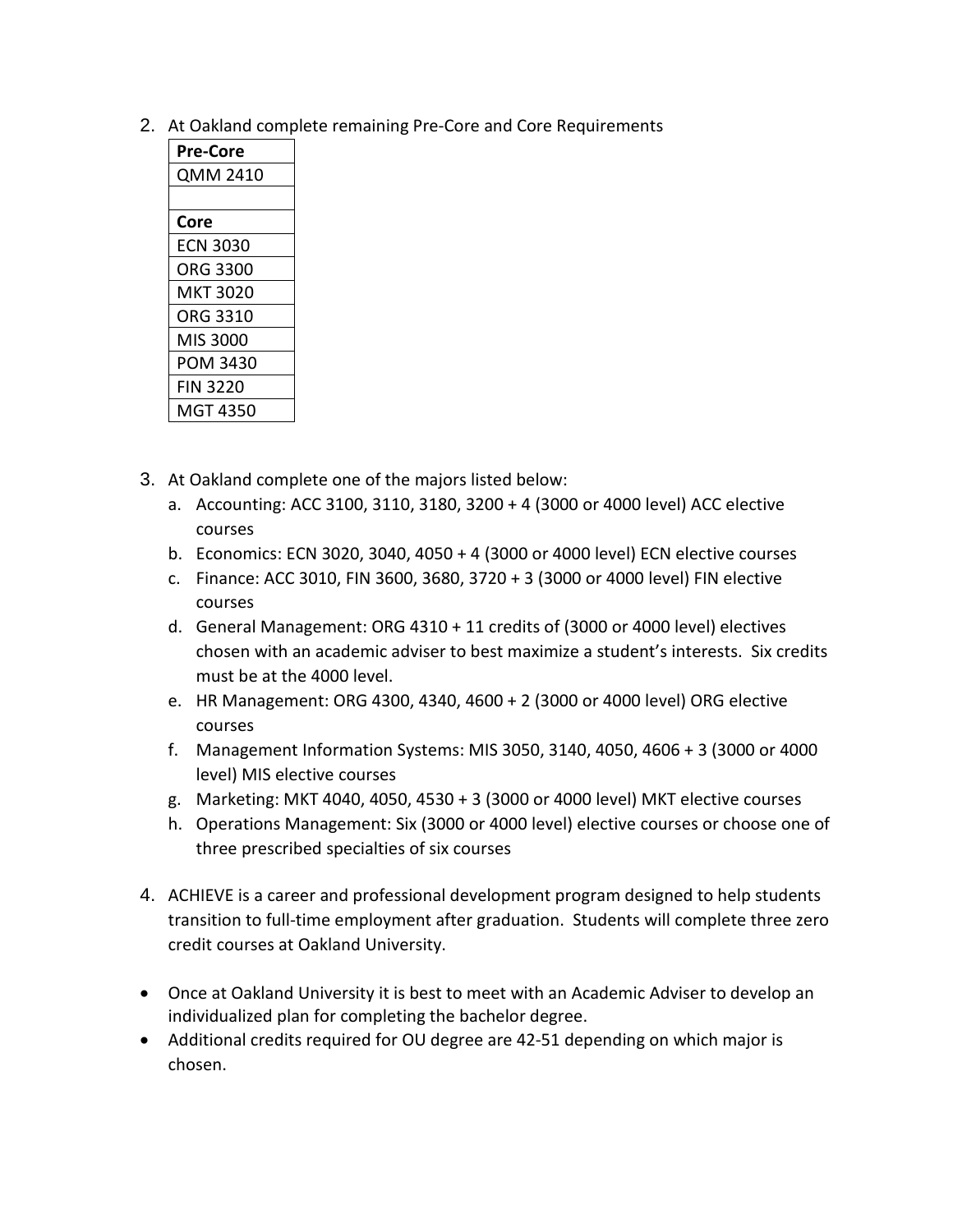2. At Oakland complete remaining Pre-Core and Core Requirements

| **Pre-Core** |
|---|
| QMM 2410 |
| |
| **Core** |
| ECN 3030 |
| ORG 3300 |
| MKT 3020 |
| ORG 3310 |
| MIS 3000 |
| POM 3430 |
| FIN 3220 |
| MGT 4350 |

3. At Oakland complete one of the majors listed below:
   a. Accounting: ACC 3100, 3110, 3180, 3200 + 4 (3000 or 4000 level) ACC elective courses
   b. Economics: ECN 3020, 3040, 4050 + 4 (3000 or 4000 level) ECN elective courses
   c. Finance: ACC 3010, FIN 3600, 3680, 3720 + 3 (3000 or 4000 level) FIN elective courses
   d. General Management: ORG 4310 + 11 credits of (3000 or 4000 level) electives chosen with an academic adviser to best maximize a student's interests. Six credits must be at the 4000 level.
   e. HR Management: ORG 4300, 4340, 4600 + 2 (3000 or 4000 level) ORG elective courses
   f. Management Information Systems: MIS 3050, 3140, 4050, 4606 + 3 (3000 or 4000 level) MIS elective courses
   g. Marketing: MKT 4040, 4050, 4530 + 3 (3000 or 4000 level) MKT elective courses
   h. Operations Management: Six (3000 or 4000 level) elective courses or choose one of three prescribed specialties of six courses

4. ACHIEVE is a career and professional development program designed to help students transition to full-time employment after graduation. Students will complete three zero credit courses at Oakland University.

- Once at Oakland University it is best to meet with an Academic Adviser to develop an individualized plan for completing the bachelor degree.
- Additional credits required for OU degree are 42-51 depending on which major is chosen.